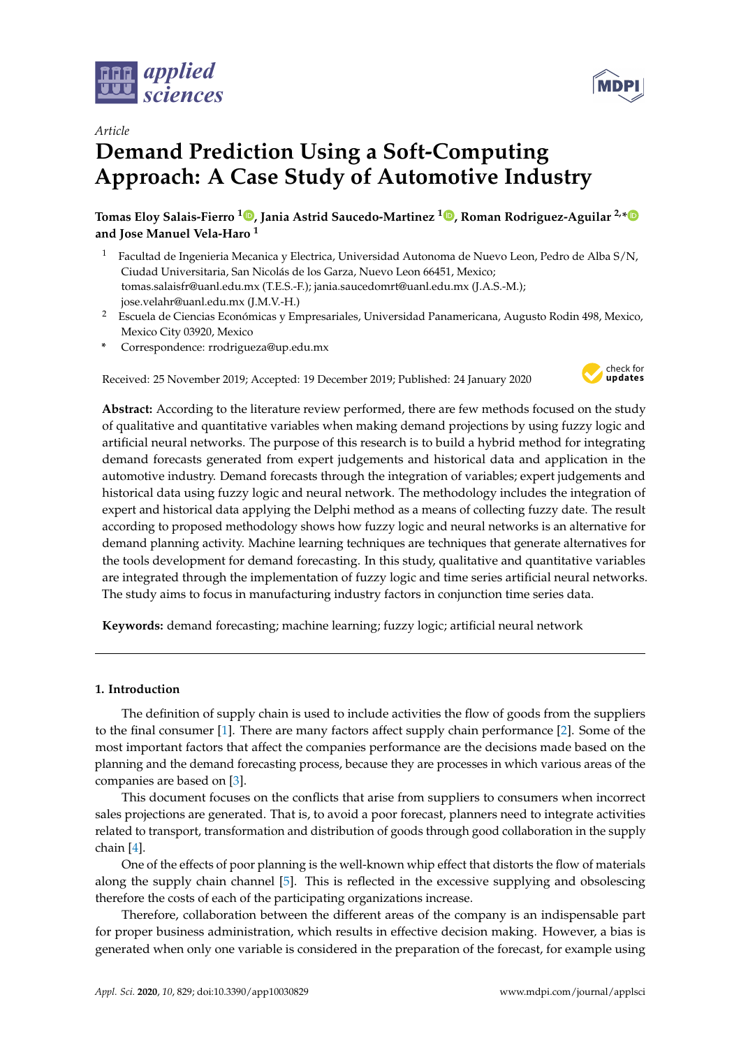*Article*

# Demand Prediction Using a Soft-Computing Approach: A Case Study of Automotive Industry

**Tomas Eloy Salais-Fierro [1], Jania Astrid Saucedo-Martinez [1], Roman Rodriguez-Aguilar [2,*] and Jose Manuel Vela-Haro [1]**

[1] Facultad de Ingenieria Mecanica y Electrica, Universidad Autonoma de Nuevo Leon, Pedro de Alba S/N, Ciudad Universitaria, San Nicolás de los Garza, Nuevo Leon 66451, Mexico; tomas.salaisfr@uanl.edu.mx (T.E.S.-F.); jania.saucedomrt@uanl.edu.mx (J.A.S.-M.); jose.velahr@uanl.edu.mx (J.M.V.-H.)

[2] Escuela de Ciencias Económicas y Empresariales, Universidad Panamericana, Augusto Rodin 498, Mexico, Mexico City 03920, Mexico

* Correspondence: rrodrigueza@up.edu.mx

Received: 25 November 2019; Accepted: 19 December 2019; Published: 24 January 2020

**Abstract:** According to the literature review performed, there are few methods focused on the study of qualitative and quantitative variables when making demand projections by using fuzzy logic and artificial neural networks. The purpose of this research is to build a hybrid method for integrating demand forecasts generated from expert judgements and historical data and application in the automotive industry. Demand forecasts through the integration of variables; expert judgements and historical data using fuzzy logic and neural network. The methodology includes the integration of expert and historical data applying the Delphi method as a means of collecting fuzzy date. The result according to proposed methodology shows how fuzzy logic and neural networks is an alternative for demand planning activity. Machine learning techniques are techniques that generate alternatives for the tools development for demand forecasting. In this study, qualitative and quantitative variables are integrated through the implementation of fuzzy logic and time series artificial neural networks. The study aims to focus in manufacturing industry factors in conjunction time series data.

**Keywords:** demand forecasting; machine learning; fuzzy logic; artificial neural network

## 1. Introduction

The definition of supply chain is used to include activities the flow of goods from the suppliers to the final consumer [1]. There are many factors affect supply chain performance [2]. Some of the most important factors that affect the companies performance are the decisions made based on the planning and the demand forecasting process, because they are processes in which various areas of the companies are based on [3].

This document focuses on the conflicts that arise from suppliers to consumers when incorrect sales projections are generated. That is, to avoid a poor forecast, planners need to integrate activities related to transport, transformation and distribution of goods through good collaboration in the supply chain [4].

One of the effects of poor planning is the well-known whip effect that distorts the flow of materials along the supply chain channel [5]. This is reflected in the excessive supplying and obsolescing therefore the costs of each of the participating organizations increase.

Therefore, collaboration between the different areas of the company is an indispensable part for proper business administration, which results in effective decision making. However, a bias is generated when only one variable is considered in the preparation of the forecast, for example using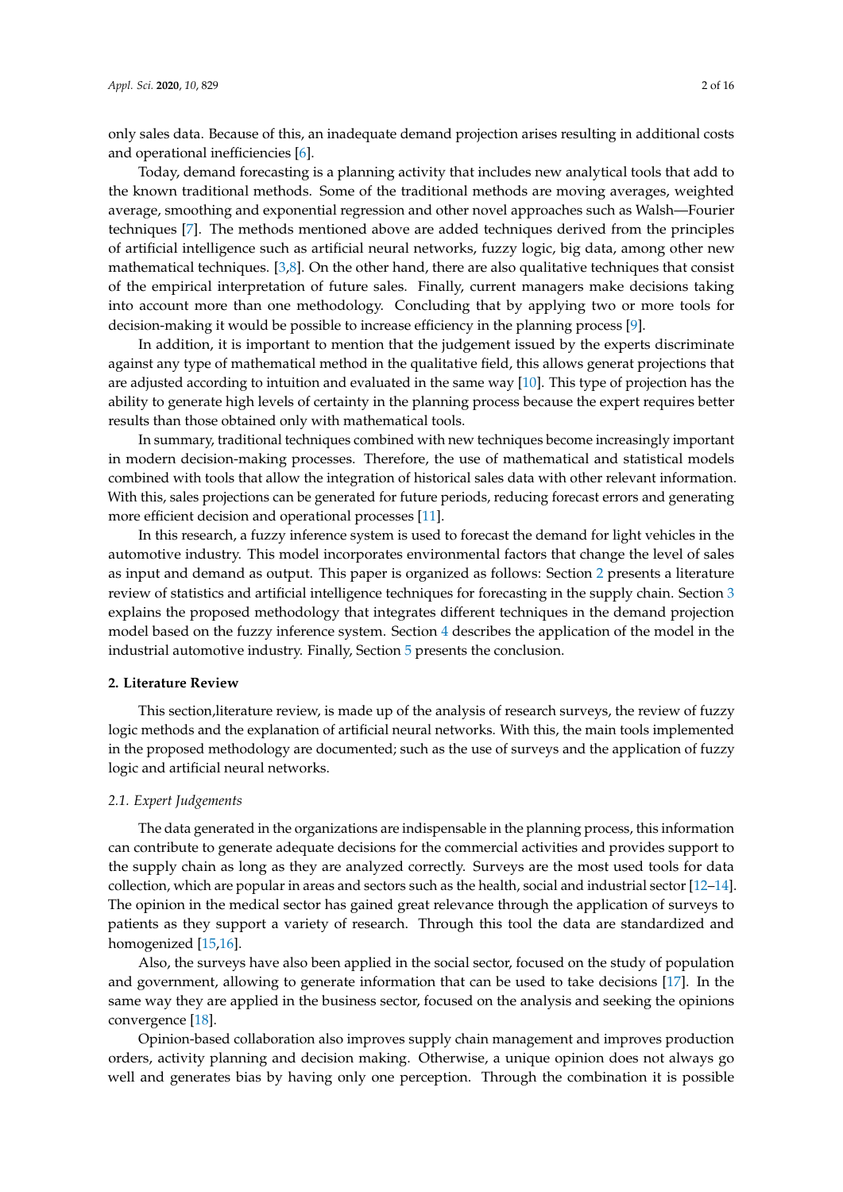only sales data. Because of this, an inadequate demand projection arises resulting in additional costs and operational inefficiencies [6].

Today, demand forecasting is a planning activity that includes new analytical tools that add to the known traditional methods. Some of the traditional methods are moving averages, weighted average, smoothing and exponential regression and other novel approaches such as Walsh—Fourier techniques [7]. The methods mentioned above are added techniques derived from the principles of artificial intelligence such as artificial neural networks, fuzzy logic, big data, among other new mathematical techniques. [3,8]. On the other hand, there are also qualitative techniques that consist of the empirical interpretation of future sales. Finally, current managers make decisions taking into account more than one methodology. Concluding that by applying two or more tools for decision-making it would be possible to increase efficiency in the planning process [9].

In addition, it is important to mention that the judgement issued by the experts discriminate against any type of mathematical method in the qualitative field, this allows generat projections that are adjusted according to intuition and evaluated in the same way [10]. This type of projection has the ability to generate high levels of certainty in the planning process because the expert requires better results than those obtained only with mathematical tools.

In summary, traditional techniques combined with new techniques become increasingly important in modern decision-making processes. Therefore, the use of mathematical and statistical models combined with tools that allow the integration of historical sales data with other relevant information. With this, sales projections can be generated for future periods, reducing forecast errors and generating more efficient decision and operational processes [11].

In this research, a fuzzy inference system is used to forecast the demand for light vehicles in the automotive industry. This model incorporates environmental factors that change the level of sales as input and demand as output. This paper is organized as follows: Section 2 presents a literature review of statistics and artificial intelligence techniques for forecasting in the supply chain. Section 3 explains the proposed methodology that integrates different techniques in the demand projection model based on the fuzzy inference system. Section 4 describes the application of the model in the industrial automotive industry. Finally, Section 5 presents the conclusion.

## 2. Literature Review

This section,literature review, is made up of the analysis of research surveys, the review of fuzzy logic methods and the explanation of artificial neural networks. With this, the main tools implemented in the proposed methodology are documented; such as the use of surveys and the application of fuzzy logic and artificial neural networks.

### *2.1. Expert Judgements*

The data generated in the organizations are indispensable in the planning process, this information can contribute to generate adequate decisions for the commercial activities and provides support to the supply chain as long as they are analyzed correctly. Surveys are the most used tools for data collection, which are popular in areas and sectors such as the health, social and industrial sector [12–14]. The opinion in the medical sector has gained great relevance through the application of surveys to patients as they support a variety of research. Through this tool the data are standardized and homogenized [15,16].

Also, the surveys have also been applied in the social sector, focused on the study of population and government, allowing to generate information that can be used to take decisions [17]. In the same way they are applied in the business sector, focused on the analysis and seeking the opinions convergence [18].

Opinion-based collaboration also improves supply chain management and improves production orders, activity planning and decision making. Otherwise, a unique opinion does not always go well and generates bias by having only one perception. Through the combination it is possible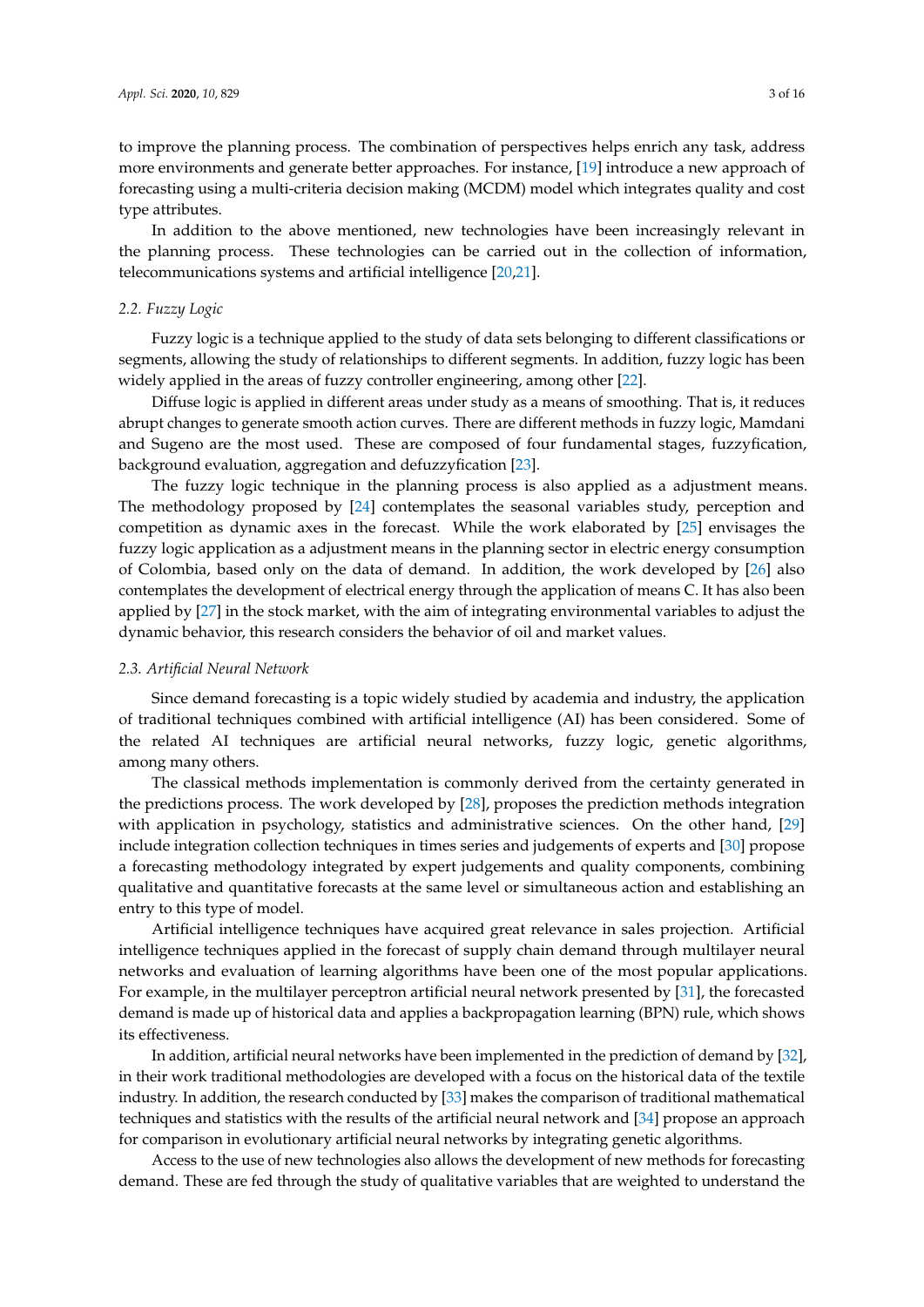to improve the planning process. The combination of perspectives helps enrich any task, address more environments and generate better approaches. For instance, [19] introduce a new approach of forecasting using a multi-criteria decision making (MCDM) model which integrates quality and cost type attributes.

In addition to the above mentioned, new technologies have been increasingly relevant in the planning process. These technologies can be carried out in the collection of information, telecommunications systems and artificial intelligence [20,21].

### *2.2. Fuzzy Logic*

Fuzzy logic is a technique applied to the study of data sets belonging to different classifications or segments, allowing the study of relationships to different segments. In addition, fuzzy logic has been widely applied in the areas of fuzzy controller engineering, among other [22].

Diffuse logic is applied in different areas under study as a means of smoothing. That is, it reduces abrupt changes to generate smooth action curves. There are different methods in fuzzy logic, Mamdani and Sugeno are the most used. These are composed of four fundamental stages, fuzzyfication, background evaluation, aggregation and defuzzyfication [23].

The fuzzy logic technique in the planning process is also applied as a adjustment means. The methodology proposed by [24] contemplates the seasonal variables study, perception and competition as dynamic axes in the forecast. While the work elaborated by [25] envisages the fuzzy logic application as a adjustment means in the planning sector in electric energy consumption of Colombia, based only on the data of demand. In addition, the work developed by [26] also contemplates the development of electrical energy through the application of means C. It has also been applied by [27] in the stock market, with the aim of integrating environmental variables to adjust the dynamic behavior, this research considers the behavior of oil and market values.

### *2.3. Artificial Neural Network*

Since demand forecasting is a topic widely studied by academia and industry, the application of traditional techniques combined with artificial intelligence (AI) has been considered. Some of the related AI techniques are artificial neural networks, fuzzy logic, genetic algorithms, among many others.

The classical methods implementation is commonly derived from the certainty generated in the predictions process. The work developed by [28], proposes the prediction methods integration with application in psychology, statistics and administrative sciences. On the other hand, [29] include integration collection techniques in times series and judgements of experts and [30] propose a forecasting methodology integrated by expert judgements and quality components, combining qualitative and quantitative forecasts at the same level or simultaneous action and establishing an entry to this type of model.

Artificial intelligence techniques have acquired great relevance in sales projection. Artificial intelligence techniques applied in the forecast of supply chain demand through multilayer neural networks and evaluation of learning algorithms have been one of the most popular applications. For example, in the multilayer perceptron artificial neural network presented by [31], the forecasted demand is made up of historical data and applies a backpropagation learning (BPN) rule, which shows its effectiveness.

In addition, artificial neural networks have been implemented in the prediction of demand by [32], in their work traditional methodologies are developed with a focus on the historical data of the textile industry. In addition, the research conducted by [33] makes the comparison of traditional mathematical techniques and statistics with the results of the artificial neural network and [34] propose an approach for comparison in evolutionary artificial neural networks by integrating genetic algorithms.

Access to the use of new technologies also allows the development of new methods for forecasting demand. These are fed through the study of qualitative variables that are weighted to understand the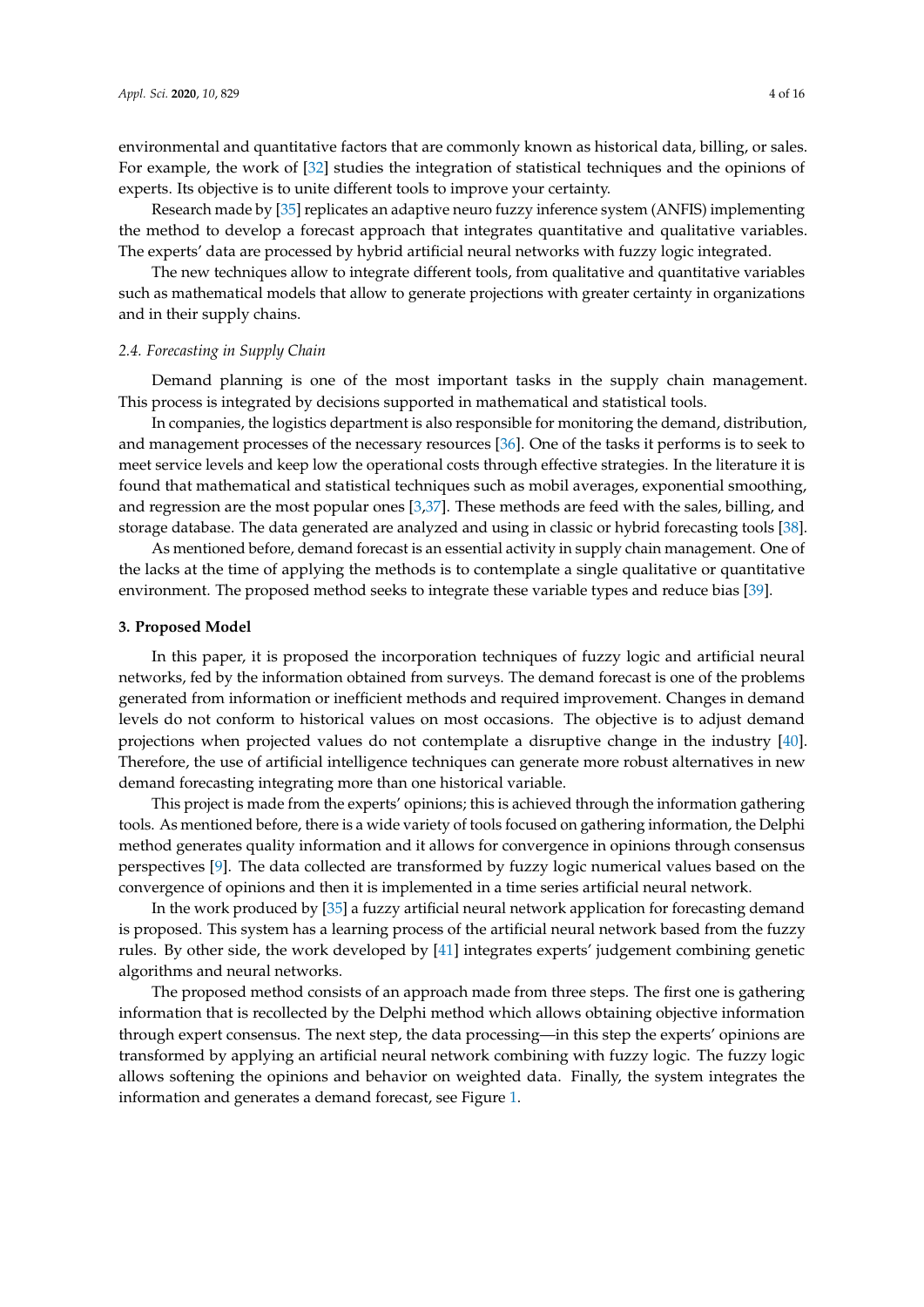environmental and quantitative factors that are commonly known as historical data, billing, or sales. For example, the work of [32] studies the integration of statistical techniques and the opinions of experts. Its objective is to unite different tools to improve your certainty.

Research made by [35] replicates an adaptive neuro fuzzy inference system (ANFIS) implementing the method to develop a forecast approach that integrates quantitative and qualitative variables. The experts' data are processed by hybrid artificial neural networks with fuzzy logic integrated.

The new techniques allow to integrate different tools, from qualitative and quantitative variables such as mathematical models that allow to generate projections with greater certainty in organizations and in their supply chains.

### *2.4. Forecasting in Supply Chain*

Demand planning is one of the most important tasks in the supply chain management. This process is integrated by decisions supported in mathematical and statistical tools.

In companies, the logistics department is also responsible for monitoring the demand, distribution, and management processes of the necessary resources [36]. One of the tasks it performs is to seek to meet service levels and keep low the operational costs through effective strategies. In the literature it is found that mathematical and statistical techniques such as mobil averages, exponential smoothing, and regression are the most popular ones [3,37]. These methods are feed with the sales, billing, and storage database. The data generated are analyzed and using in classic or hybrid forecasting tools [38].

As mentioned before, demand forecast is an essential activity in supply chain management. One of the lacks at the time of applying the methods is to contemplate a single qualitative or quantitative environment. The proposed method seeks to integrate these variable types and reduce bias [39].

## **3. Proposed Model**

In this paper, it is proposed the incorporation techniques of fuzzy logic and artificial neural networks, fed by the information obtained from surveys. The demand forecast is one of the problems generated from information or inefficient methods and required improvement. Changes in demand levels do not conform to historical values on most occasions. The objective is to adjust demand projections when projected values do not contemplate a disruptive change in the industry [40]. Therefore, the use of artificial intelligence techniques can generate more robust alternatives in new demand forecasting integrating more than one historical variable.

This project is made from the experts' opinions; this is achieved through the information gathering tools. As mentioned before, there is a wide variety of tools focused on gathering information, the Delphi method generates quality information and it allows for convergence in opinions through consensus perspectives [9]. The data collected are transformed by fuzzy logic numerical values based on the convergence of opinions and then it is implemented in a time series artificial neural network.

In the work produced by [35] a fuzzy artificial neural network application for forecasting demand is proposed. This system has a learning process of the artificial neural network based from the fuzzy rules. By other side, the work developed by [41] integrates experts' judgement combining genetic algorithms and neural networks.

The proposed method consists of an approach made from three steps. The first one is gathering information that is recollected by the Delphi method which allows obtaining objective information through expert consensus. The next step, the data processing—in this step the experts' opinions are transformed by applying an artificial neural network combining with fuzzy logic. The fuzzy logic allows softening the opinions and behavior on weighted data. Finally, the system integrates the information and generates a demand forecast, see Figure 1.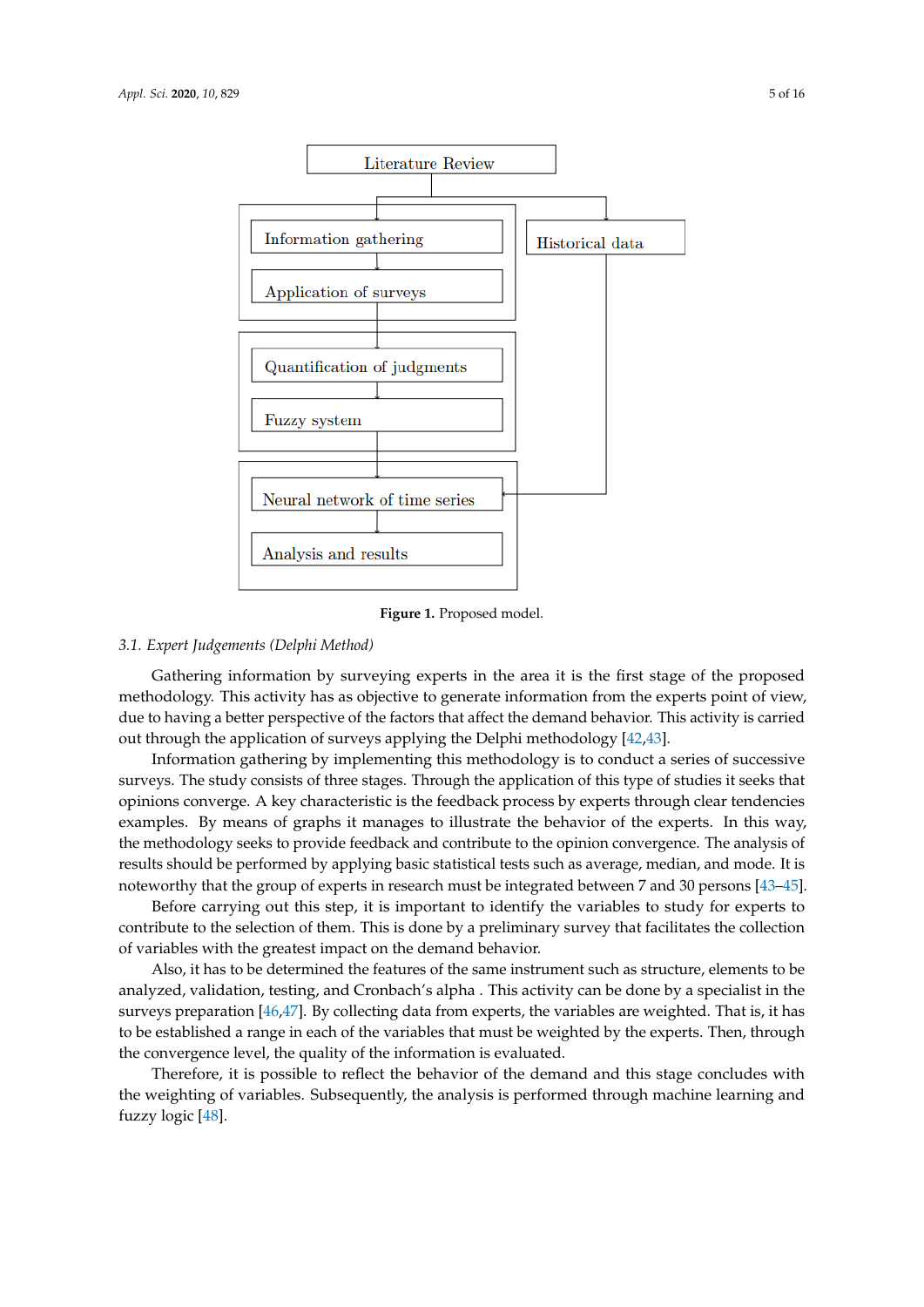Literature Review

Information gathering

Application of surveys

Historical data

Quantification of judgments

Fuzzy system

Neural network of time series

Analysis and results

**Figure 1.** Proposed model.

### 3.1. Expert Judgements (Delphi Method)

Gathering information by surveying experts in the area it is the first stage of the proposed methodology. This activity has as objective to generate information from the experts point of view, due to having a better perspective of the factors that affect the demand behavior. This activity is carried out through the application of surveys applying the Delphi methodology [42,43].

Information gathering by implementing this methodology is to conduct a series of successive surveys. The study consists of three stages. Through the application of this type of studies it seeks that opinions converge. A key characteristic is the feedback process by experts through clear tendencies examples. By means of graphs it manages to illustrate the behavior of the experts. In this way, the methodology seeks to provide feedback and contribute to the opinion convergence. The analysis of results should be performed by applying basic statistical tests such as average, median, and mode. It is noteworthy that the group of experts in research must be integrated between 7 and 30 persons [43–45].

Before carrying out this step, it is important to identify the variables to study for experts to contribute to the selection of them. This is done by a preliminary survey that facilitates the collection of variables with the greatest impact on the demand behavior.

Also, it has to be determined the features of the same instrument such as structure, elements to be analyzed, validation, testing, and Cronbach's alpha . This activity can be done by a specialist in the surveys preparation [46,47]. By collecting data from experts, the variables are weighted. That is, it has to be established a range in each of the variables that must be weighted by the experts. Then, through the convergence level, the quality of the information is evaluated.

Therefore, it is possible to reflect the behavior of the demand and this stage concludes with the weighting of variables. Subsequently, the analysis is performed through machine learning and fuzzy logic [48].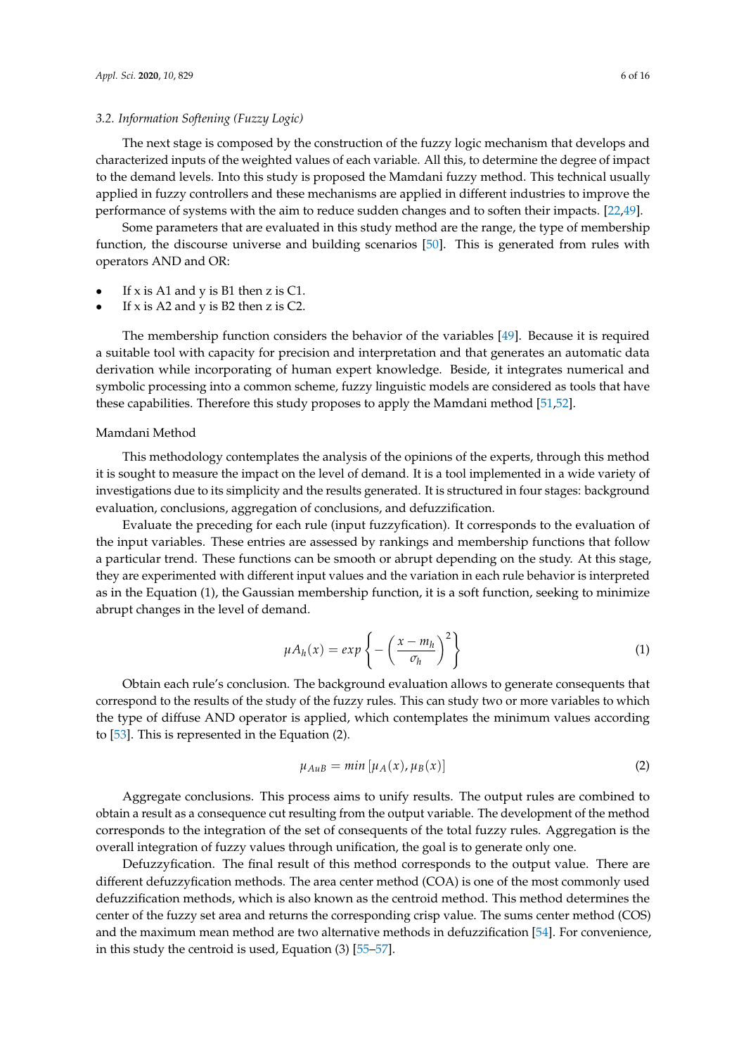### 3.2. Information Softening (Fuzzy Logic)

The next stage is composed by the construction of the fuzzy logic mechanism that develops and characterized inputs of the weighted values of each variable. All this, to determine the degree of impact to the demand levels. Into this study is proposed the Mamdani fuzzy method. This technical usually applied in fuzzy controllers and these mechanisms are applied in different industries to improve the performance of systems with the aim to reduce sudden changes and to soften their impacts. [22,49].

Some parameters that are evaluated in this study method are the range, the type of membership function, the discourse universe and building scenarios [50]. This is generated from rules with operators AND and OR:

- If x is A1 and y is B1 then z is C1.
- If x is A2 and y is B2 then z is C2.

The membership function considers the behavior of the variables [49]. Because it is required a suitable tool with capacity for precision and interpretation and that generates an automatic data derivation while incorporating of human expert knowledge. Beside, it integrates numerical and symbolic processing into a common scheme, fuzzy linguistic models are considered as tools that have these capabilities. Therefore this study proposes to apply the Mamdani method [51,52].

Mamdani Method

This methodology contemplates the analysis of the opinions of the experts, through this method it is sought to measure the impact on the level of demand. It is a tool implemented in a wide variety of investigations due to its simplicity and the results generated. It is structured in four stages: background evaluation, conclusions, aggregation of conclusions, and defuzzification.

Evaluate the preceding for each rule (input fuzzyfication). It corresponds to the evaluation of the input variables. These entries are assessed by rankings and membership functions that follow a particular trend. These functions can be smooth or abrupt depending on the study. At this stage, they are experimented with different input values and the variation in each rule behavior is interpreted as in the Equation (1), the Gaussian membership function, it is a soft function, seeking to minimize abrupt changes in the level of demand.

$$\mu A_h(x) = exp\left\{-\left(\frac{x - m_h}{\sigma_h}\right)^2\right\} \tag{1}$$

Obtain each rule's conclusion. The background evaluation allows to generate consequents that correspond to the results of the study of the fuzzy rules. This can study two or more variables to which the type of diffuse AND operator is applied, which contemplates the minimum values according to [53]. This is represented in the Equation (2).

$$\mu_{AuB} = min\left[\mu_A(x), \mu_B(x)\right] \tag{2}$$

Aggregate conclusions. This process aims to unify results. The output rules are combined to obtain a result as a consequence cut resulting from the output variable. The development of the method corresponds to the integration of the set of consequents of the total fuzzy rules. Aggregation is the overall integration of fuzzy values through unification, the goal is to generate only one.

Defuzzyfication. The final result of this method corresponds to the output value. There are different defuzzyfication methods. The area center method (COA) is one of the most commonly used defuzzification methods, which is also known as the centroid method. This method determines the center of the fuzzy set area and returns the corresponding crisp value. The sums center method (COS) and the maximum mean method are two alternative methods in defuzzification [54]. For convenience, in this study the centroid is used, Equation (3) [55–57].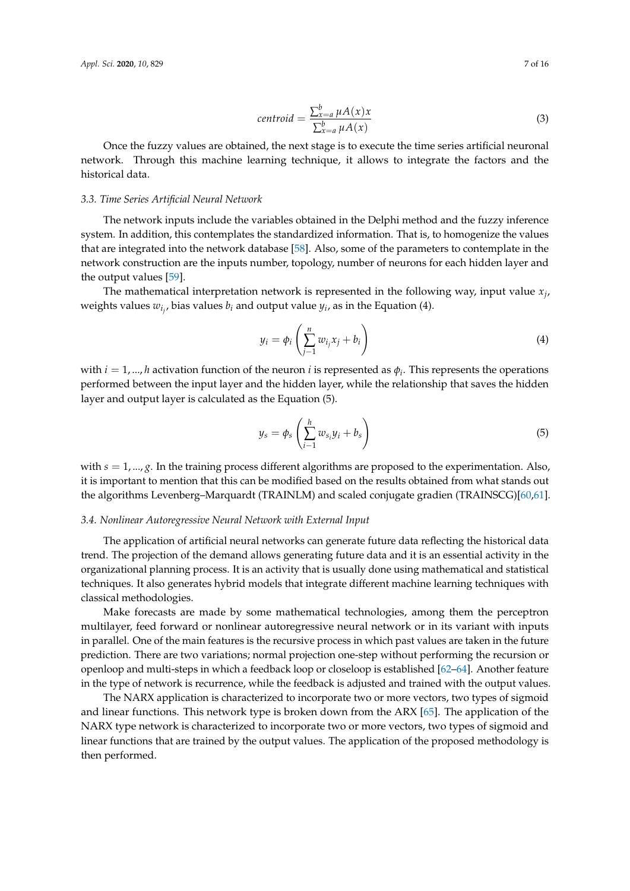$$centroid = \frac{\sum_{x=a}^{b} \mu A(x) x}{\sum_{x=a}^{b} \mu A(x)} \tag{3}$$

Once the fuzzy values are obtained, the next stage is to execute the time series artificial neuronal network. Through this machine learning technique, it allows to integrate the factors and the historical data.

### 3.3. Time Series Artificial Neural Network

The network inputs include the variables obtained in the Delphi method and the fuzzy inference system. In addition, this contemplates the standardized information. That is, to homogenize the values that are integrated into the network database [58]. Also, some of the parameters to contemplate in the network construction are the inputs number, topology, number of neurons for each hidden layer and the output values [59].

The mathematical interpretation network is represented in the following way, input value $x_j$, weights values $w_{i_j}$, bias values $b_i$ and output value $y_i$, as in the Equation (4).

$$y_i = \phi_i \left( \sum_{j-1}^{n} w_{i_j} x_j + b_i \right) \tag{4}$$

with $i = 1, ..., h$ activation function of the neuron $i$ is represented as $\phi_i$. This represents the operations performed between the input layer and the hidden layer, while the relationship that saves the hidden layer and output layer is calculated as the Equation (5).

$$y_s = \phi_s \left( \sum_{i-1}^{h} w_{s_i} y_i + b_s \right) \tag{5}$$

with $s = 1, ..., g$. In the training process different algorithms are proposed to the experimentation. Also, it is important to mention that this can be modified based on the results obtained from what stands out the algorithms Levenberg–Marquardt (TRAINLM) and scaled conjugate gradien (TRAINSCG)[60,61].

### 3.4. Nonlinear Autoregressive Neural Network with External Input

The application of artificial neural networks can generate future data reflecting the historical data trend. The projection of the demand allows generating future data and it is an essential activity in the organizational planning process. It is an activity that is usually done using mathematical and statistical techniques. It also generates hybrid models that integrate different machine learning techniques with classical methodologies.

Make forecasts are made by some mathematical technologies, among them the perceptron multilayer, feed forward or nonlinear autoregressive neural network or in its variant with inputs in parallel. One of the main features is the recursive process in which past values are taken in the future prediction. There are two variations; normal projection one-step without performing the recursion or openloop and multi-steps in which a feedback loop or closeloop is established [62–64]. Another feature in the type of network is recurrence, while the feedback is adjusted and trained with the output values.

The NARX application is characterized to incorporate two or more vectors, two types of sigmoid and linear functions. This network type is broken down from the ARX [65]. The application of the NARX type network is characterized to incorporate two or more vectors, two types of sigmoid and linear functions that are trained by the output values. The application of the proposed methodology is then performed.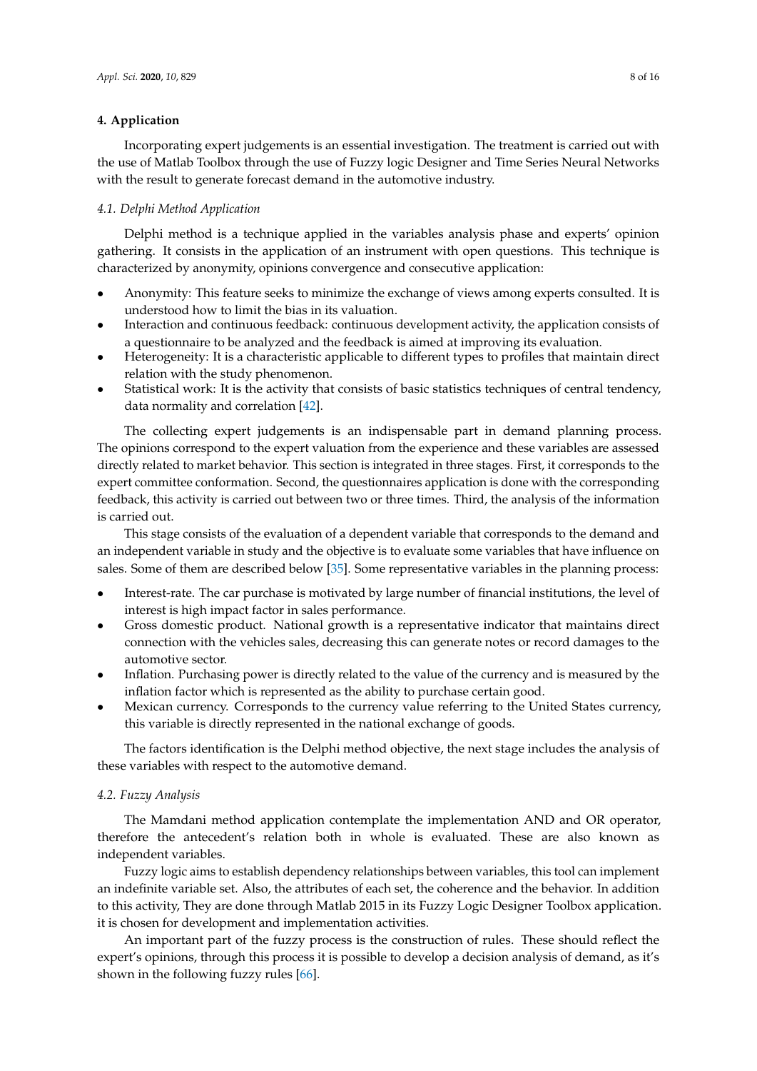## 4. Application

Incorporating expert judgements is an essential investigation. The treatment is carried out with the use of Matlab Toolbox through the use of Fuzzy logic Designer and Time Series Neural Networks with the result to generate forecast demand in the automotive industry.

### *4.1. Delphi Method Application*

Delphi method is a technique applied in the variables analysis phase and experts' opinion gathering. It consists in the application of an instrument with open questions. This technique is characterized by anonymity, opinions convergence and consecutive application:

- Anonymity: This feature seeks to minimize the exchange of views among experts consulted. It is understood how to limit the bias in its valuation.
- Interaction and continuous feedback: continuous development activity, the application consists of a questionnaire to be analyzed and the feedback is aimed at improving its evaluation.
- Heterogeneity: It is a characteristic applicable to different types to profiles that maintain direct relation with the study phenomenon.
- Statistical work: It is the activity that consists of basic statistics techniques of central tendency, data normality and correlation [42].

The collecting expert judgements is an indispensable part in demand planning process. The opinions correspond to the expert valuation from the experience and these variables are assessed directly related to market behavior. This section is integrated in three stages. First, it corresponds to the expert committee conformation. Second, the questionnaires application is done with the corresponding feedback, this activity is carried out between two or three times. Third, the analysis of the information is carried out.

This stage consists of the evaluation of a dependent variable that corresponds to the demand and an independent variable in study and the objective is to evaluate some variables that have influence on sales. Some of them are described below [35]. Some representative variables in the planning process:

- Interest-rate. The car purchase is motivated by large number of financial institutions, the level of interest is high impact factor in sales performance.
- Gross domestic product. National growth is a representative indicator that maintains direct connection with the vehicles sales, decreasing this can generate notes or record damages to the automotive sector.
- Inflation. Purchasing power is directly related to the value of the currency and is measured by the inflation factor which is represented as the ability to purchase certain good.
- Mexican currency. Corresponds to the currency value referring to the United States currency, this variable is directly represented in the national exchange of goods.

The factors identification is the Delphi method objective, the next stage includes the analysis of these variables with respect to the automotive demand.

### *4.2. Fuzzy Analysis*

The Mamdani method application contemplate the implementation AND and OR operator, therefore the antecedent's relation both in whole is evaluated. These are also known as independent variables.

Fuzzy logic aims to establish dependency relationships between variables, this tool can implement an indefinite variable set. Also, the attributes of each set, the coherence and the behavior. In addition to this activity, They are done through Matlab 2015 in its Fuzzy Logic Designer Toolbox application. it is chosen for development and implementation activities.

An important part of the fuzzy process is the construction of rules. These should reflect the expert's opinions, through this process it is possible to develop a decision analysis of demand, as it's shown in the following fuzzy rules [66].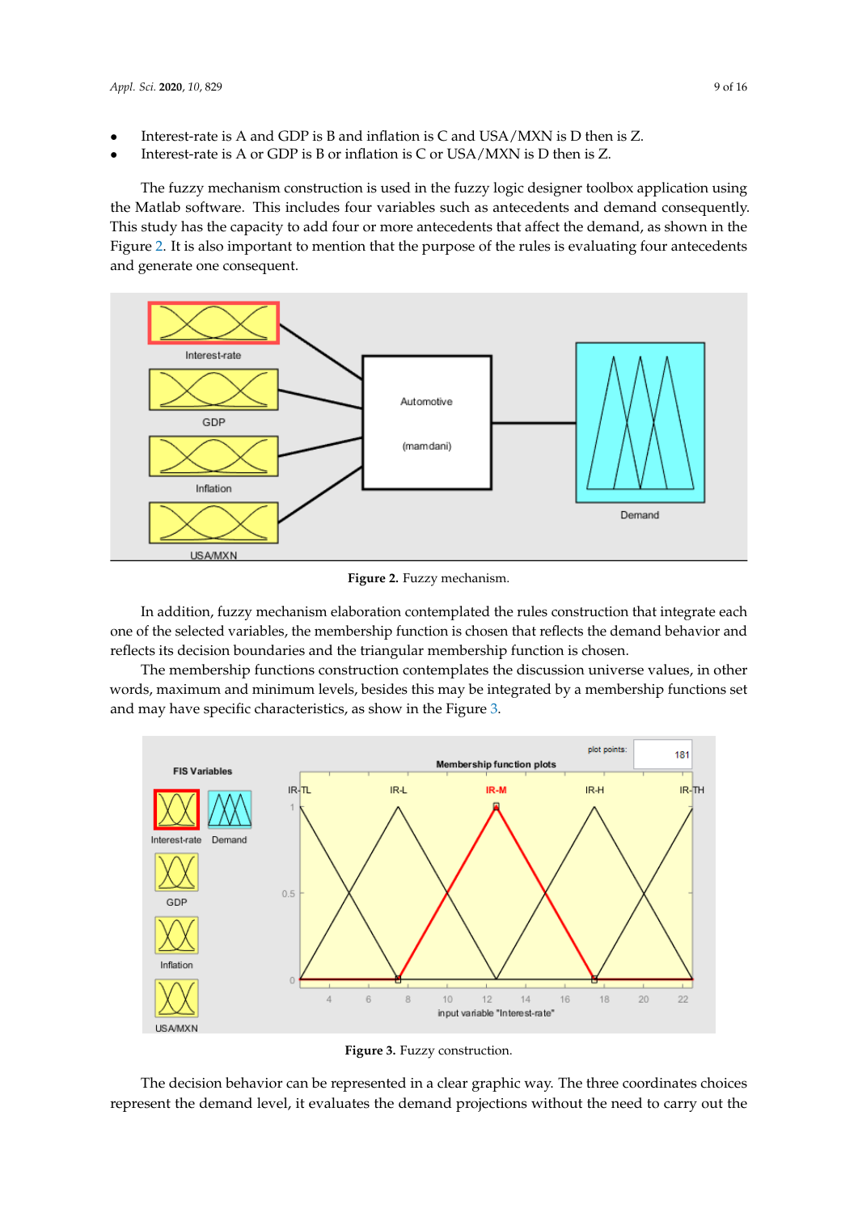- Interest-rate is A and GDP is B and inflation is C and USA/MXN is D then is Z.
- Interest-rate is A or GDP is B or inflation is C or USA/MXN is D then is Z.

The fuzzy mechanism construction is used in the fuzzy logic designer toolbox application using the Matlab software. This includes four variables such as antecedents and demand consequently. This study has the capacity to add four or more antecedents that affect the demand, as shown in the Figure 2. It is also important to mention that the purpose of the rules is evaluating four antecedents and generate one consequent.

**Figure 2.** Fuzzy mechanism.

In addition, fuzzy mechanism elaboration contemplated the rules construction that integrate each one of the selected variables, the membership function is chosen that reflects the demand behavior and reflects its decision boundaries and the triangular membership function is chosen.

The membership functions construction contemplates the discussion universe values, in other words, maximum and minimum levels, besides this may be integrated by a membership functions set and may have specific characteristics, as show in the Figure 3.

**Figure 3.** Fuzzy construction.

The decision behavior can be represented in a clear graphic way. The three coordinates choices represent the demand level, it evaluates the demand projections without the need to carry out the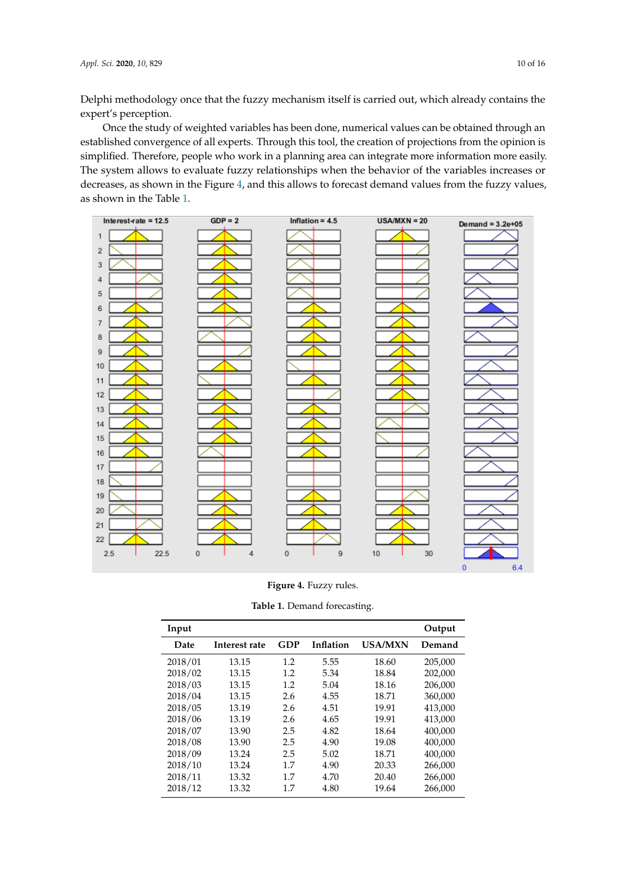Delphi methodology once that the fuzzy mechanism itself is carried out, which already contains the expert's perception.

Once the study of weighted variables has been done, numerical values can be obtained through an established convergence of all experts. Through this tool, the creation of projections from the opinion is simplified. Therefore, people who work in a planning area can integrate more information more easily. The system allows to evaluate fuzzy relationships when the behavior of the variables increases or decreases, as shown in the Figure 4, and this allows to forecast demand values from the fuzzy values, as shown in the Table 1.

**Figure 4.** Fuzzy rules.

**Table 1.** Demand forecasting.

| Input | | | | | Output |
|---|---|---|---|---|---|
| Date | Interest rate | GDP | Inflation | USA/MXN | Demand |
| 2018/01 | 13.15 | 1.2 | 5.55 | 18.60 | 205,000 |
| 2018/02 | 13.15 | 1.2 | 5.34 | 18.84 | 202,000 |
| 2018/03 | 13.15 | 1.2 | 5.04 | 18.16 | 206,000 |
| 2018/04 | 13.15 | 2.6 | 4.55 | 18.71 | 360,000 |
| 2018/05 | 13.19 | 2.6 | 4.51 | 19.91 | 413,000 |
| 2018/06 | 13.19 | 2.6 | 4.65 | 19.91 | 413,000 |
| 2018/07 | 13.90 | 2.5 | 4.82 | 18.64 | 400,000 |
| 2018/08 | 13.90 | 2.5 | 4.90 | 19.08 | 400,000 |
| 2018/09 | 13.24 | 2.5 | 5.02 | 18.71 | 400,000 |
| 2018/10 | 13.24 | 1.7 | 4.90 | 20.33 | 266,000 |
| 2018/11 | 13.32 | 1.7 | 4.70 | 20.40 | 266,000 |
| 2018/12 | 13.32 | 1.7 | 4.80 | 19.64 | 266,000 |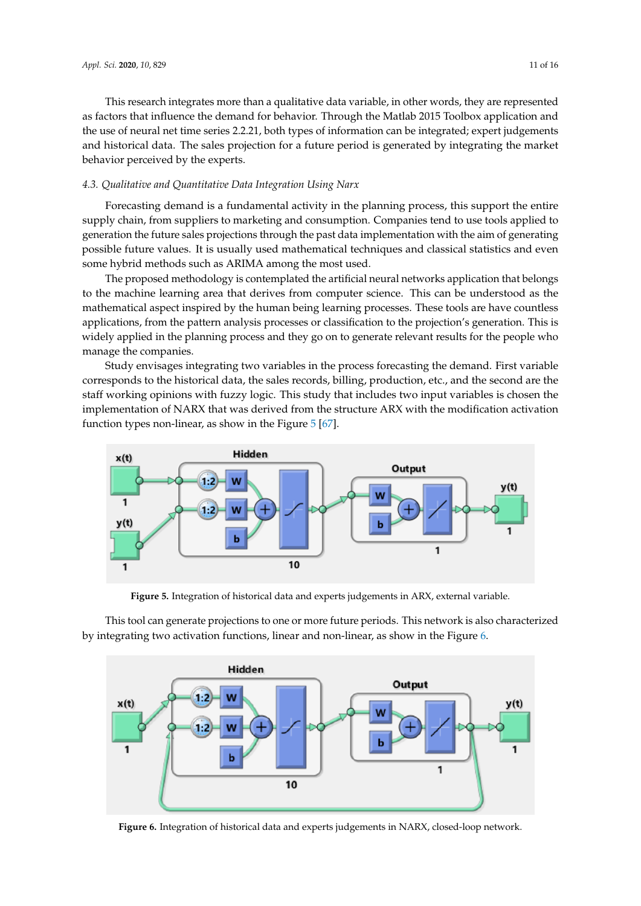This research integrates more than a qualitative data variable, in other words, they are represented as factors that influence the demand for behavior. Through the Matlab 2015 Toolbox application and the use of neural net time series 2.2.21, both types of information can be integrated; expert judgements and historical data. The sales projection for a future period is generated by integrating the market behavior perceived by the experts.

### *4.3. Qualitative and Quantitative Data Integration Using Narx*

Forecasting demand is a fundamental activity in the planning process, this support the entire supply chain, from suppliers to marketing and consumption. Companies tend to use tools applied to generation the future sales projections through the past data implementation with the aim of generating possible future values. It is usually used mathematical techniques and classical statistics and even some hybrid methods such as ARIMA among the most used.

The proposed methodology is contemplated the artificial neural networks application that belongs to the machine learning area that derives from computer science. This can be understood as the mathematical aspect inspired by the human being learning processes. These tools are have countless applications, from the pattern analysis processes or classification to the projection's generation. This is widely applied in the planning process and they go on to generate relevant results for the people who manage the companies.

Study envisages integrating two variables in the process forecasting the demand. First variable corresponds to the historical data, the sales records, billing, production, etc., and the second are the staff working opinions with fuzzy logic. This study that includes two input variables is chosen the implementation of NARX that was derived from the structure ARX with the modification activation function types non-linear, as show in the Figure 5 [67].

**Figure 5.** Integration of historical data and experts judgements in ARX, external variable.

This tool can generate projections to one or more future periods. This network is also characterized by integrating two activation functions, linear and non-linear, as show in the Figure 6.

**Figure 6.** Integration of historical data and experts judgements in NARX, closed-loop network.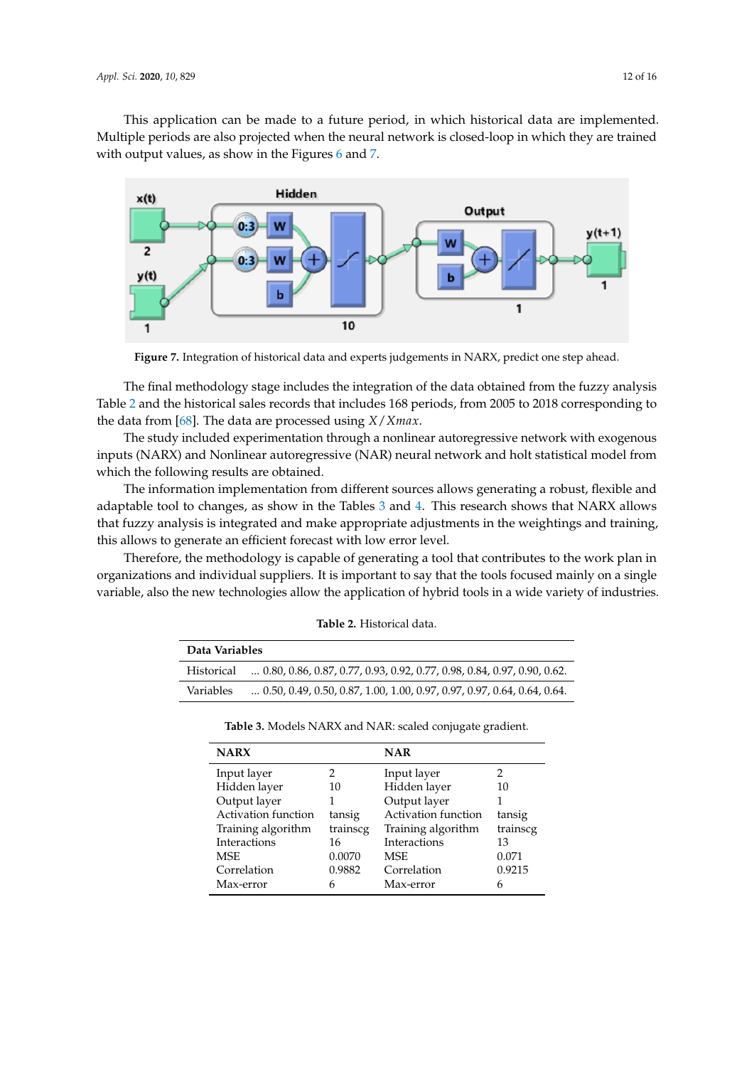This application can be made to a future period, in which historical data are implemented. Multiple periods are also projected when the neural network is closed-loop in which they are trained with output values, as show in the Figures 6 and 7.

**Figure 7.** Integration of historical data and experts judgements in NARX, predict one step ahead.

The final methodology stage includes the integration of the data obtained from the fuzzy analysis Table 2 and the historical sales records that includes 168 periods, from 2005 to 2018 corresponding to the data from [68]. The data are processed using $X/Xmax$.

The study included experimentation through a nonlinear autoregressive network with exogenous inputs (NARX) and Nonlinear autoregressive (NAR) neural network and holt statistical model from which the following results are obtained.

The information implementation from different sources allows generating a robust, flexible and adaptable tool to changes, as show in the Tables 3 and 4. This research shows that NARX allows that fuzzy analysis is integrated and make appropriate adjustments in the weightings and training, this allows to generate an efficient forecast with low error level.

Therefore, the methodology is capable of generating a tool that contributes to the work plan in organizations and individual suppliers. It is important to say that the tools focused mainly on a single variable, also the new technologies allow the application of hybrid tools in a wide variety of industries.

**Table 2.** Historical data.

| **Data Variables** | |
|---|---|
| Historical | ... 0.80, 0.86, 0.87, 0.77, 0.93, 0.92, 0.77, 0.98, 0.84, 0.97, 0.90, 0.62. |
| Variables | ... 0.50, 0.49, 0.50, 0.87, 1.00, 1.00, 0.97, 0.97, 0.97, 0.64, 0.64, 0.64. |

**Table 3.** Models NARX and NAR: scaled conjugate gradient.

| **NARX** | | **NAR** | |
|---|---|---|---|
| Input layer | 2 | Input layer | 2 |
| Hidden layer | 10 | Hidden layer | 10 |
| Output layer | 1 | Output layer | 1 |
| Activation function | tansig | Activation function | tansig |
| Training algorithm | trainscg | Training algorithm | trainscg |
| Interactions | 16 | Interactions | 13 |
| MSE | 0.0070 | MSE | 0.071 |
| Correlation | 0.9882 | Correlation | 0.9215 |
| Max-error | 6 | Max-error | 6 |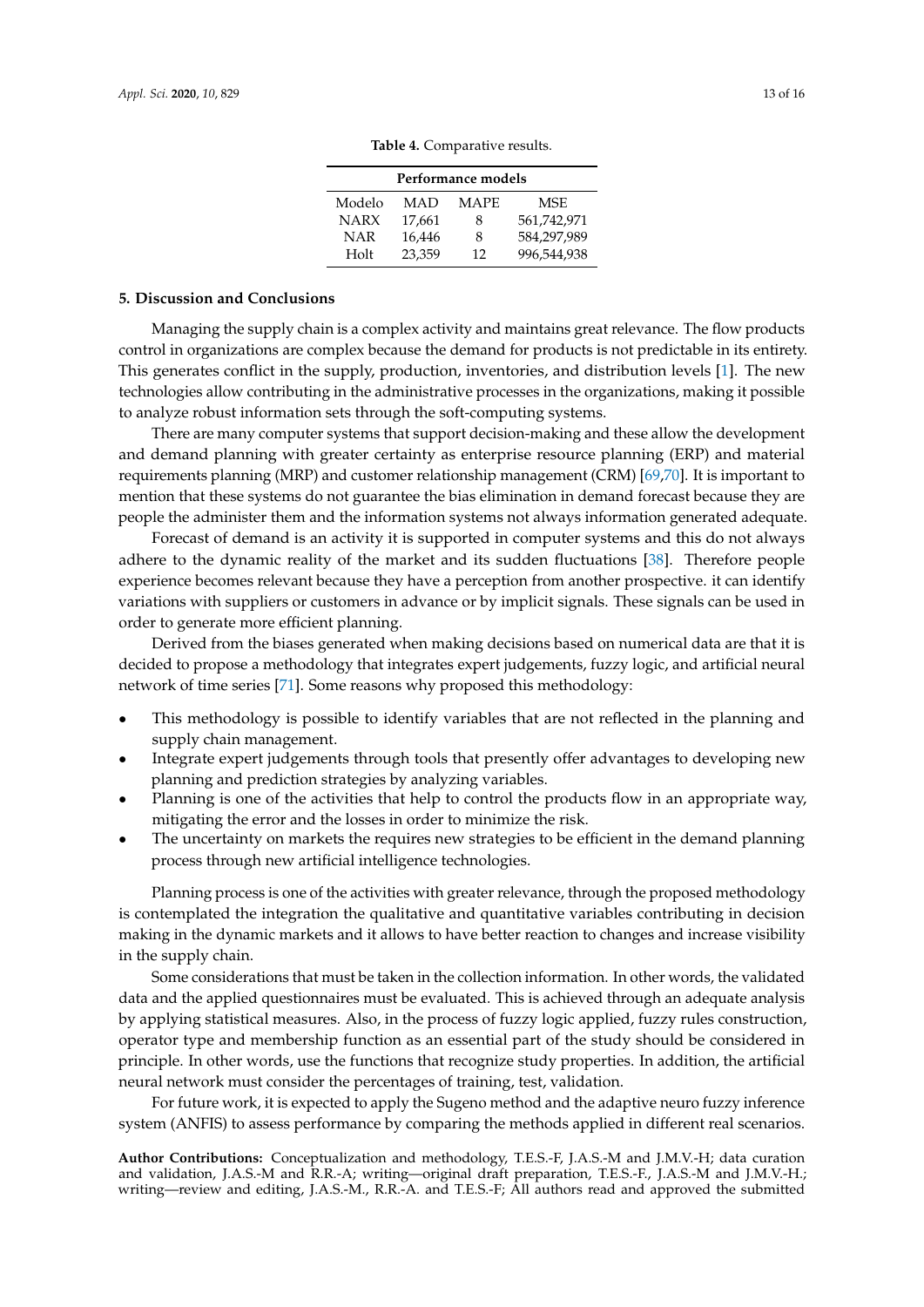**Table 4.** Comparative results.

| Performance models | | | |
|---|---|---|---|
| Modelo | MAD | MAPE | MSE |
| NARX | 17,661 | 8 | 561,742,971 |
| NAR | 16,446 | 8 | 584,297,989 |
| Holt | 23,359 | 12 | 996,544,938 |

## 5. Discussion and Conclusions

Managing the supply chain is a complex activity and maintains great relevance. The flow products control in organizations are complex because the demand for products is not predictable in its entirety. This generates conflict in the supply, production, inventories, and distribution levels [1]. The new technologies allow contributing in the administrative processes in the organizations, making it possible to analyze robust information sets through the soft-computing systems.

There are many computer systems that support decision-making and these allow the development and demand planning with greater certainty as enterprise resource planning (ERP) and material requirements planning (MRP) and customer relationship management (CRM) [69,70]. It is important to mention that these systems do not guarantee the bias elimination in demand forecast because they are people the administer them and the information systems not always information generated adequate.

Forecast of demand is an activity it is supported in computer systems and this do not always adhere to the dynamic reality of the market and its sudden fluctuations [38]. Therefore people experience becomes relevant because they have a perception from another prospective. it can identify variations with suppliers or customers in advance or by implicit signals. These signals can be used in order to generate more efficient planning.

Derived from the biases generated when making decisions based on numerical data are that it is decided to propose a methodology that integrates expert judgements, fuzzy logic, and artificial neural network of time series [71]. Some reasons why proposed this methodology:

- This methodology is possible to identify variables that are not reflected in the planning and supply chain management.
- Integrate expert judgements through tools that presently offer advantages to developing new planning and prediction strategies by analyzing variables.
- Planning is one of the activities that help to control the products flow in an appropriate way, mitigating the error and the losses in order to minimize the risk.
- The uncertainty on markets the requires new strategies to be efficient in the demand planning process through new artificial intelligence technologies.

Planning process is one of the activities with greater relevance, through the proposed methodology is contemplated the integration the qualitative and quantitative variables contributing in decision making in the dynamic markets and it allows to have better reaction to changes and increase visibility in the supply chain.

Some considerations that must be taken in the collection information. In other words, the validated data and the applied questionnaires must be evaluated. This is achieved through an adequate analysis by applying statistical measures. Also, in the process of fuzzy logic applied, fuzzy rules construction, operator type and membership function as an essential part of the study should be considered in principle. In other words, use the functions that recognize study properties. In addition, the artificial neural network must consider the percentages of training, test, validation.

For future work, it is expected to apply the Sugeno method and the adaptive neuro fuzzy inference system (ANFIS) to assess performance by comparing the methods applied in different real scenarios.

**Author Contributions:** Conceptualization and methodology, T.E.S.-F, J.A.S.-M and J.M.V.-H; data curation and validation, J.A.S.-M and R.R.-A; writing—original draft preparation, T.E.S.-F., J.A.S.-M and J.M.V.-H.; writing—review and editing, J.A.S.-M., R.R.-A. and T.E.S.-F; All authors read and approved the submitted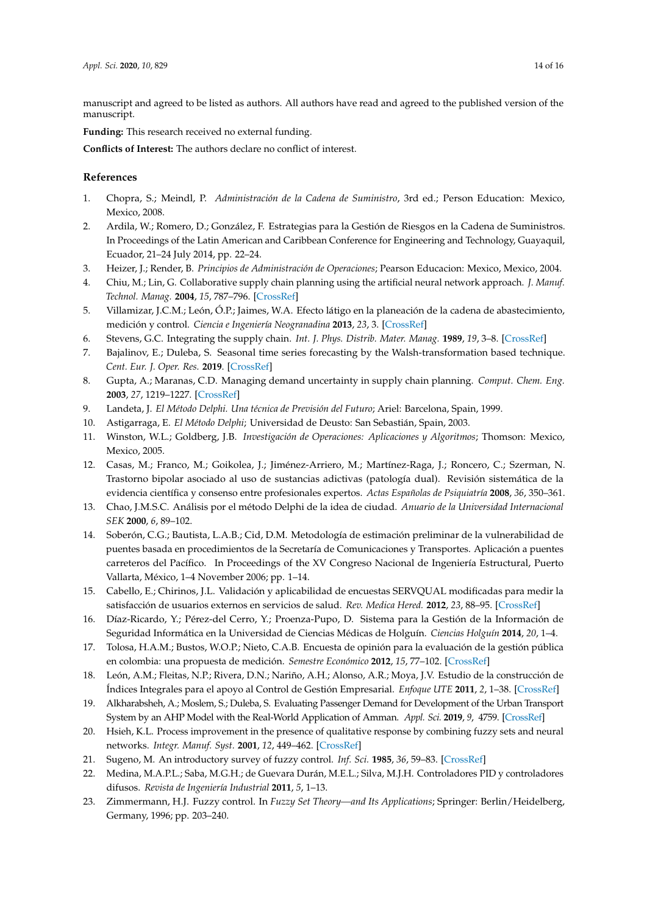manuscript and agreed to be listed as authors. All authors have read and agreed to the published version of the manuscript.

**Funding:** This research received no external funding.

**Conflicts of Interest:** The authors declare no conflict of interest.

## References

1. Chopra, S.; Meindl, P. *Administración de la Cadena de Suministro*, 3rd ed.; Person Education: Mexico, Mexico, 2008.
2. Ardila, W.; Romero, D.; González, F. Estrategias para la Gestión de Riesgos en la Cadena de Suministros. In Proceedings of the Latin American and Caribbean Conference for Engineering and Technology, Guayaquil, Ecuador, 21–24 July 2014, pp. 22–24.
3. Heizer, J.; Render, B. *Principios de Administración de Operaciones*; Pearson Educacion: Mexico, Mexico, 2004.
4. Chiu, M.; Lin, G. Collaborative supply chain planning using the artificial neural network approach. *J. Manuf. Technol. Manag.* **2004**, *15*, 787–796. [CrossRef]
5. Villamizar, J.C.M.; León, Ó.P.; Jaimes, W.A. Efecto látigo en la planeación de la cadena de abastecimiento, medición y control. *Ciencia e Ingeniería Neogranadina* **2013**, *23*, 3. [CrossRef]
6. Stevens, G.C. Integrating the supply chain. *Int. J. Phys. Distrib. Mater. Manag.* **1989**, *19*, 3–8. [CrossRef]
7. Bajalinov, E.; Duleba, S. Seasonal time series forecasting by the Walsh-transformation based technique. *Cent. Eur. J. Oper. Res.* **2019**. [CrossRef]
8. Gupta, A.; Maranas, C.D. Managing demand uncertainty in supply chain planning. *Comput. Chem. Eng.* **2003**, *27*, 1219–1227. [CrossRef]
9. Landeta, J. *El Método Delphi. Una técnica de Previsión del Futuro*; Ariel: Barcelona, Spain, 1999.
10. Astigarraga, E. *El Método Delphi*; Universidad de Deusto: San Sebastián, Spain, 2003.
11. Winston, W.L.; Goldberg, J.B. *Investigación de Operaciones: Aplicaciones y Algoritmos*; Thomson: Mexico, Mexico, 2005.
12. Casas, M.; Franco, M.; Goikolea, J.; Jiménez-Arriero, M.; Martínez-Raga, J.; Roncero, C.; Szerman, N. Trastorno bipolar asociado al uso de sustancias adictivas (patología dual). Revisión sistemática de la evidencia científica y consenso entre profesionales expertos. *Actas Españolas de Psiquiatría* **2008**, *36*, 350–361.
13. Chao, J.M.S.C. Análisis por el método Delphi de la idea de ciudad. *Anuario de la Universidad Internacional SEK* **2000**, *6*, 89–102.
14. Soberón, C.G.; Bautista, L.A.B.; Cid, D.M. Metodología de estimación preliminar de la vulnerabilidad de puentes basada en procedimientos de la Secretaría de Comunicaciones y Transportes. Aplicación a puentes carreteros del Pacífico. In Proceedings of the XV Congreso Nacional de Ingeniería Estructural, Puerto Vallarta, México, 1–4 November 2006; pp. 1–14.
15. Cabello, E.; Chirinos, J.L. Validación y aplicabilidad de encuestas SERVQUAL modificadas para medir la satisfacción de usuarios externos en servicios de salud. *Rev. Medica Hered.* **2012**, *23*, 88–95. [CrossRef]
16. Díaz-Ricardo, Y.; Pérez-del Cerro, Y.; Proenza-Pupo, D. Sistema para la Gestión de la Información de Seguridad Informática en la Universidad de Ciencias Médicas de Holguín. *Ciencias Holguín* **2014**, *20*, 1–4.
17. Tolosa, H.A.M.; Bustos, W.O.P.; Nieto, C.A.B. Encuesta de opinión para la evaluación de la gestión pública en colombia: una propuesta de medición. *Semestre Económico* **2012**, *15*, 77–102. [CrossRef]
18. León, A.M.; Fleitas, N.P.; Rivera, D.N.; Nariño, A.H.; Alonso, A.R.; Moya, J.V. Estudio de la construcción de Índices Integrales para el apoyo al Control de Gestión Empresarial. *Enfoque UTE* **2011**, *2*, 1–38. [CrossRef]
19. Alkharabsheh, A.; Moslem, S.; Duleba, S. Evaluating Passenger Demand for Development of the Urban Transport System by an AHP Model with the Real-World Application of Amman. *Appl. Sci.* **2019**, *9*, 4759. [CrossRef]
20. Hsieh, K.L. Process improvement in the presence of qualitative response by combining fuzzy sets and neural networks. *Integr. Manuf. Syst.* **2001**, *12*, 449–462. [CrossRef]
21. Sugeno, M. An introductory survey of fuzzy control. *Inf. Sci.* **1985**, *36*, 59–83. [CrossRef]
22. Medina, M.A.P.L.; Saba, M.G.H.; de Guevara Durán, M.E.L.; Silva, M.J.H. Controladores PID y controladores difusos. *Revista de Ingeniería Industrial* **2011**, *5*, 1–13.
23. Zimmermann, H.J. Fuzzy control. In *Fuzzy Set Theory—and Its Applications*; Springer: Berlin/Heidelberg, Germany, 1996; pp. 203–240.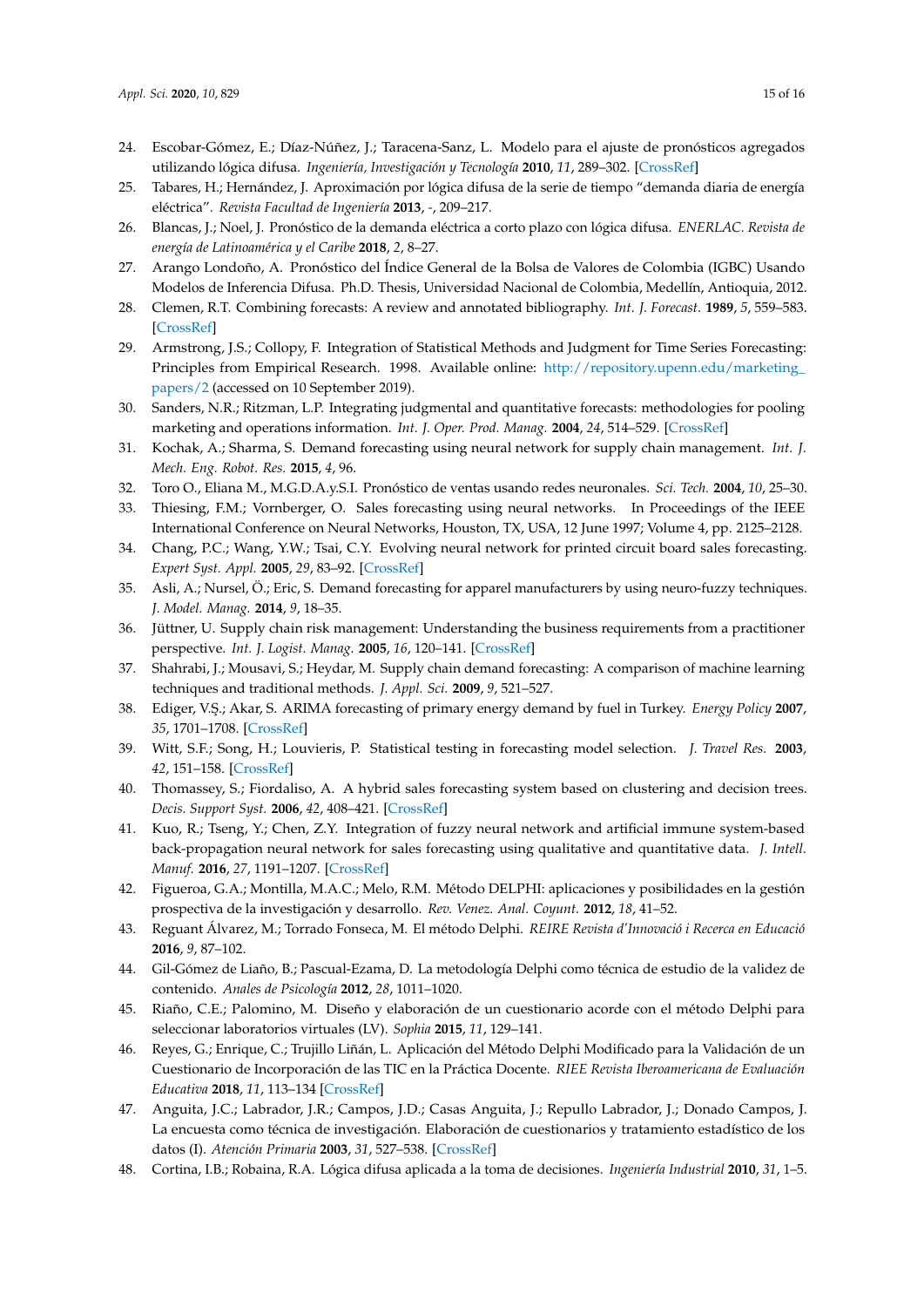24. Escobar-Gómez, E.; Díaz-Núñez, J.; Taracena-Sanz, L. Modelo para el ajuste de pronósticos agregados utilizando lógica difusa. *Ingeniería, Investigación y Tecnología* **2010**, *11*, 289–302. [CrossRef]
25. Tabares, H.; Hernández, J. Aproximación por lógica difusa de la serie de tiempo "demanda diaria de energía eléctrica". *Revista Facultad de Ingeniería* **2013**, -, 209–217.
26. Blancas, J.; Noel, J. Pronóstico de la demanda eléctrica a corto plazo con lógica difusa. *ENERLAC. Revista de energía de Latinoamérica y el Caribe* **2018**, *2*, 8–27.
27. Arango Londoño, A. Pronóstico del Índice General de la Bolsa de Valores de Colombia (IGBC) Usando Modelos de Inferencia Difusa. Ph.D. Thesis, Universidad Nacional de Colombia, Medellín, Antioquia, 2012.
28. Clemen, R.T. Combining forecasts: A review and annotated bibliography. *Int. J. Forecast.* **1989**, *5*, 559–583. [CrossRef]
29. Armstrong, J.S.; Collopy, F. Integration of Statistical Methods and Judgment for Time Series Forecasting: Principles from Empirical Research. 1998. Available online: http://repository.upenn.edu/marketing_papers/2 (accessed on 10 September 2019).
30. Sanders, N.R.; Ritzman, L.P. Integrating judgmental and quantitative forecasts: methodologies for pooling marketing and operations information. *Int. J. Oper. Prod. Manag.* **2004**, *24*, 514–529. [CrossRef]
31. Kochak, A.; Sharma, S. Demand forecasting using neural network for supply chain management. *Int. J. Mech. Eng. Robot. Res.* **2015**, *4*, 96.
32. Toro O., Eliana M., M.G.D.A.y.S.I. Pronóstico de ventas usando redes neuronales. *Sci. Tech.* **2004**, *10*, 25–30.
33. Thiesing, F.M.; Vornberger, O. Sales forecasting using neural networks. In Proceedings of the IEEE International Conference on Neural Networks, Houston, TX, USA, 12 June 1997; Volume 4, pp. 2125–2128.
34. Chang, P.C.; Wang, Y.W.; Tsai, C.Y. Evolving neural network for printed circuit board sales forecasting. *Expert Syst. Appl.* **2005**, *29*, 83–92. [CrossRef]
35. Asli, A.; Nursel, Ö.; Eric, S. Demand forecasting for apparel manufacturers by using neuro-fuzzy techniques. *J. Model. Manag.* **2014**, *9*, 18–35.
36. Jüttner, U. Supply chain risk management: Understanding the business requirements from a practitioner perspective. *Int. J. Logist. Manag.* **2005**, *16*, 120–141. [CrossRef]
37. Shahrabi, J.; Mousavi, S.; Heydar, M. Supply chain demand forecasting: A comparison of machine learning techniques and traditional methods. *J. Appl. Sci.* **2009**, *9*, 521–527.
38. Ediger, V.Ş.; Akar, S. ARIMA forecasting of primary energy demand by fuel in Turkey. *Energy Policy* **2007**, *35*, 1701–1708. [CrossRef]
39. Witt, S.F.; Song, H.; Louvieris, P. Statistical testing in forecasting model selection. *J. Travel Res.* **2003**, *42*, 151–158. [CrossRef]
40. Thomassey, S.; Fiordaliso, A. A hybrid sales forecasting system based on clustering and decision trees. *Decis. Support Syst.* **2006**, *42*, 408–421. [CrossRef]
41. Kuo, R.; Tseng, Y.; Chen, Z.Y. Integration of fuzzy neural network and artificial immune system-based back-propagation neural network for sales forecasting using qualitative and quantitative data. *J. Intell. Manuf.* **2016**, *27*, 1191–1207. [CrossRef]
42. Figueroa, G.A.; Montilla, M.A.C.; Melo, R.M. Método DELPHI: aplicaciones y posibilidades en la gestión prospectiva de la investigación y desarrollo. *Rev. Venez. Anal. Coyunt.* **2012**, *18*, 41–52.
43. Reguant Álvarez, M.; Torrado Fonseca, M. El método Delphi. *REIRE Revista d'Innovació i Recerca en Educació* **2016**, *9*, 87–102.
44. Gil-Gómez de Liaño, B.; Pascual-Ezama, D. La metodología Delphi como técnica de estudio de la validez de contenido. *Anales de Psicología* **2012**, *28*, 1011–1020.
45. Riaño, C.E.; Palomino, M. Diseño y elaboración de un cuestionario acorde con el método Delphi para seleccionar laboratorios virtuales (LV). *Sophia* **2015**, *11*, 129–141.
46. Reyes, G.; Enrique, C.; Trujillo Liñán, L. Aplicación del Método Delphi Modificado para la Validación de un Cuestionario de Incorporación de las TIC en la Práctica Docente. *RIEE Revista Iberoamericana de Evaluación Educativa* **2018**, *11*, 113–134 [CrossRef]
47. Anguita, J.C.; Labrador, J.R.; Campos, J.D.; Casas Anguita, J.; Repullo Labrador, J.; Donado Campos, J. La encuesta como técnica de investigación. Elaboración de cuestionarios y tratamiento estadístico de los datos (I). *Atención Primaria* **2003**, *31*, 527–538. [CrossRef]
48. Cortina, I.B.; Robaina, R.A. Lógica difusa aplicada a la toma de decisiones. *Ingeniería Industrial* **2010**, *31*, 1–5.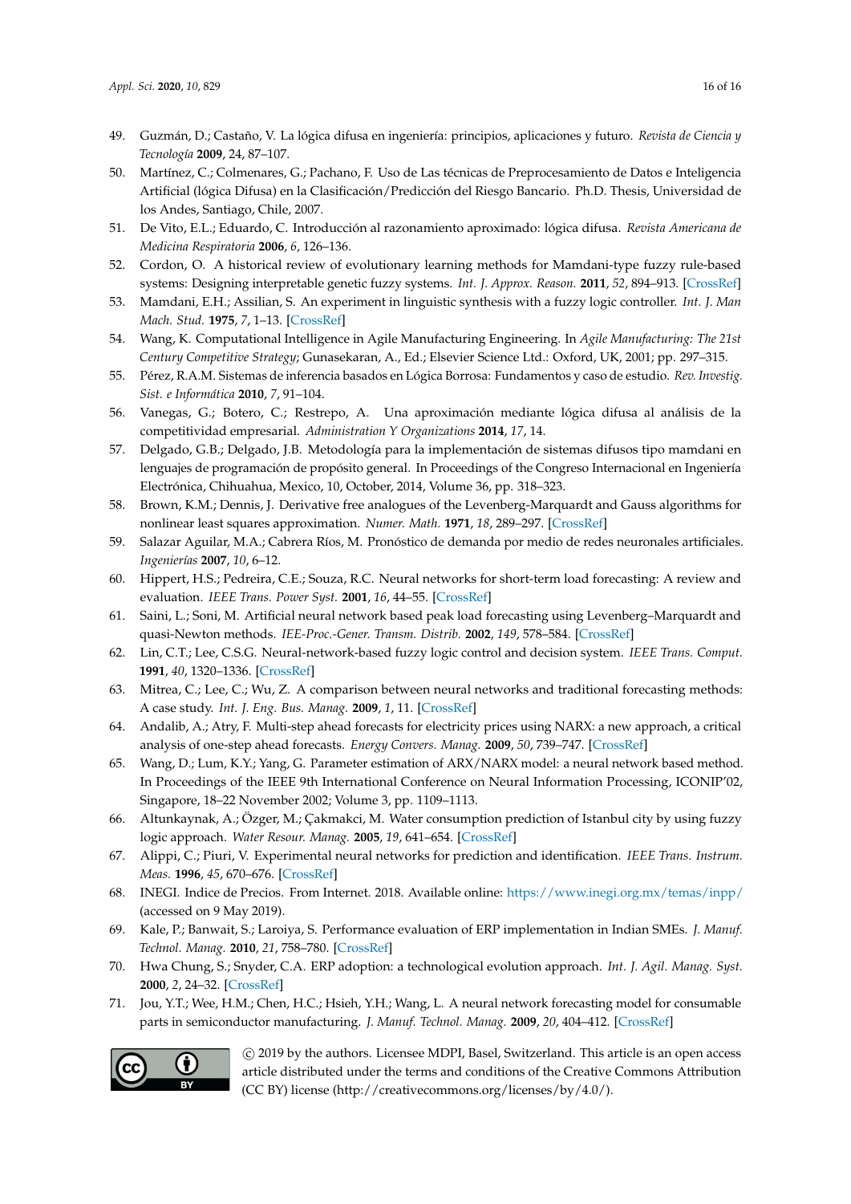49. Guzmán, D.; Castaño, V. La lógica difusa en ingeniería: principios, aplicaciones y futuro. *Revista de Ciencia y Tecnología* **2009**, 24, 87–107.
50. Martínez, C.; Colmenares, G.; Pachano, F. Uso de Las técnicas de Preprocesamiento de Datos e Inteligencia Artificial (lógica Difusa) en la Clasificación/Predicción del Riesgo Bancario. Ph.D. Thesis, Universidad de los Andes, Santiago, Chile, 2007.
51. De Vito, E.L.; Eduardo, C. Introducción al razonamiento aproximado: lógica difusa. *Revista Americana de Medicina Respiratoria* **2006**, *6*, 126–136.
52. Cordon, O. A historical review of evolutionary learning methods for Mamdani-type fuzzy rule-based systems: Designing interpretable genetic fuzzy systems. *Int. J. Approx. Reason.* **2011**, *52*, 894–913. [CrossRef]
53. Mamdani, E.H.; Assilian, S. An experiment in linguistic synthesis with a fuzzy logic controller. *Int. J. Man Mach. Stud.* **1975**, *7*, 1–13. [CrossRef]
54. Wang, K. Computational Intelligence in Agile Manufacturing Engineering. In *Agile Manufacturing: The 21st Century Competitive Strategy*; Gunasekaran, A., Ed.; Elsevier Science Ltd.: Oxford, UK, 2001; pp. 297–315.
55. Pérez, R.A.M. Sistemas de inferencia basados en Lógica Borrosa: Fundamentos y caso de estudio. *Rev. Investig. Sist. e Informática* **2010**, *7*, 91–104.
56. Vanegas, G.; Botero, C.; Restrepo, A. Una aproximación mediante lógica difusa al análisis de la competitividad empresarial. *Administration Y Organizations* **2014**, *17*, 14.
57. Delgado, G.B.; Delgado, J.B. Metodología para la implementación de sistemas difusos tipo mamdani en lenguajes de programación de propósito general. In Proceedings of the Congreso Internacional en Ingeniería Electrónica, Chihuahua, Mexico, 10, October, 2014, Volume 36, pp. 318–323.
58. Brown, K.M.; Dennis, J. Derivative free analogues of the Levenberg-Marquardt and Gauss algorithms for nonlinear least squares approximation. *Numer. Math.* **1971**, *18*, 289–297. [CrossRef]
59. Salazar Aguilar, M.A.; Cabrera Ríos, M. Pronóstico de demanda por medio de redes neuronales artificiales. *Ingenierías* **2007**, *10*, 6–12.
60. Hippert, H.S.; Pedreira, C.E.; Souza, R.C. Neural networks for short-term load forecasting: A review and evaluation. *IEEE Trans. Power Syst.* **2001**, *16*, 44–55. [CrossRef]
61. Saini, L.; Soni, M. Artificial neural network based peak load forecasting using Levenberg–Marquardt and quasi-Newton methods. *IEE-Proc.-Gener. Transm. Distrib.* **2002**, *149*, 578–584. [CrossRef]
62. Lin, C.T.; Lee, C.S.G. Neural-network-based fuzzy logic control and decision system. *IEEE Trans. Comput.* **1991**, *40*, 1320–1336. [CrossRef]
63. Mitrea, C.; Lee, C.; Wu, Z. A comparison between neural networks and traditional forecasting methods: A case study. *Int. J. Eng. Bus. Manag.* **2009**, *1*, 11. [CrossRef]
64. Andalib, A.; Atry, F. Multi-step ahead forecasts for electricity prices using NARX: a new approach, a critical analysis of one-step ahead forecasts. *Energy Convers. Manag.* **2009**, *50*, 739–747. [CrossRef]
65. Wang, D.; Lum, K.Y.; Yang, G. Parameter estimation of ARX/NARX model: a neural network based method. In Proceedings of the IEEE 9th International Conference on Neural Information Processing, ICONIP'02, Singapore, 18–22 November 2002; Volume 3, pp. 1109–1113.
66. Altunkaynak, A.; Özger, M.; Çakmakci, M. Water consumption prediction of Istanbul city by using fuzzy logic approach. *Water Resour. Manag.* **2005**, *19*, 641–654. [CrossRef]
67. Alippi, C.; Piuri, V. Experimental neural networks for prediction and identification. *IEEE Trans. Instrum. Meas.* **1996**, *45*, 670–676. [CrossRef]
68. INEGI. Indice de Precios. From Internet. 2018. Available online: https://www.inegi.org.mx/temas/inpp/ (accessed on 9 May 2019).
69. Kale, P.; Banwait, S.; Laroiya, S. Performance evaluation of ERP implementation in Indian SMEs. *J. Manuf. Technol. Manag.* **2010**, *21*, 758–780. [CrossRef]
70. Hwa Chung, S.; Snyder, C.A. ERP adoption: a technological evolution approach. *Int. J. Agil. Manag. Syst.* **2000**, *2*, 24–32. [CrossRef]
71. Jou, Y.T.; Wee, H.M.; Chen, H.C.; Hsieh, Y.H.; Wang, L. A neural network forecasting model for consumable parts in semiconductor manufacturing. *J. Manuf. Technol. Manag.* **2009**, *20*, 404–412. [CrossRef]

© 2019 by the authors. Licensee MDPI, Basel, Switzerland. This article is an open access article distributed under the terms and conditions of the Creative Commons Attribution (CC BY) license (http://creativecommons.org/licenses/by/4.0/).